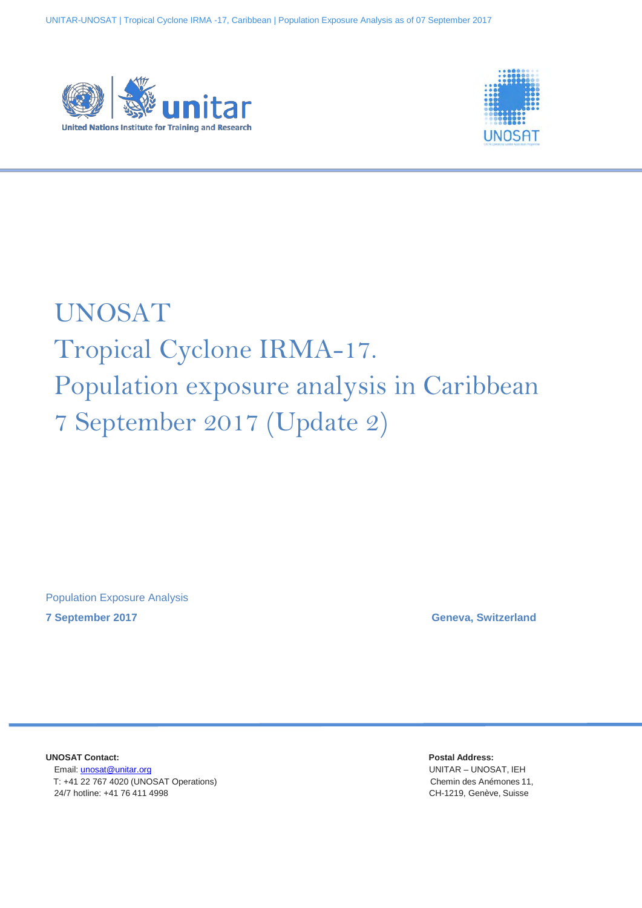# UNOSAT
# Tropical Cyclone IRMA-17.
# Population exposure analysis in Caribbean
# 7 September 2017 (Update 2)

Population Exposure Analysis

**7 September 2017**

**Geneva, Switzerland**

**UNOSAT Contact:**
Email: unosat@unitar.org
T: +41 22 767 4020 (UNOSAT Operations)
24/7 hotline: +41 76 411 4998

**Postal Address:**
UNITAR – UNOSAT, IEH
Chemin des Anémones 11,
CH-1219, Genève, Suisse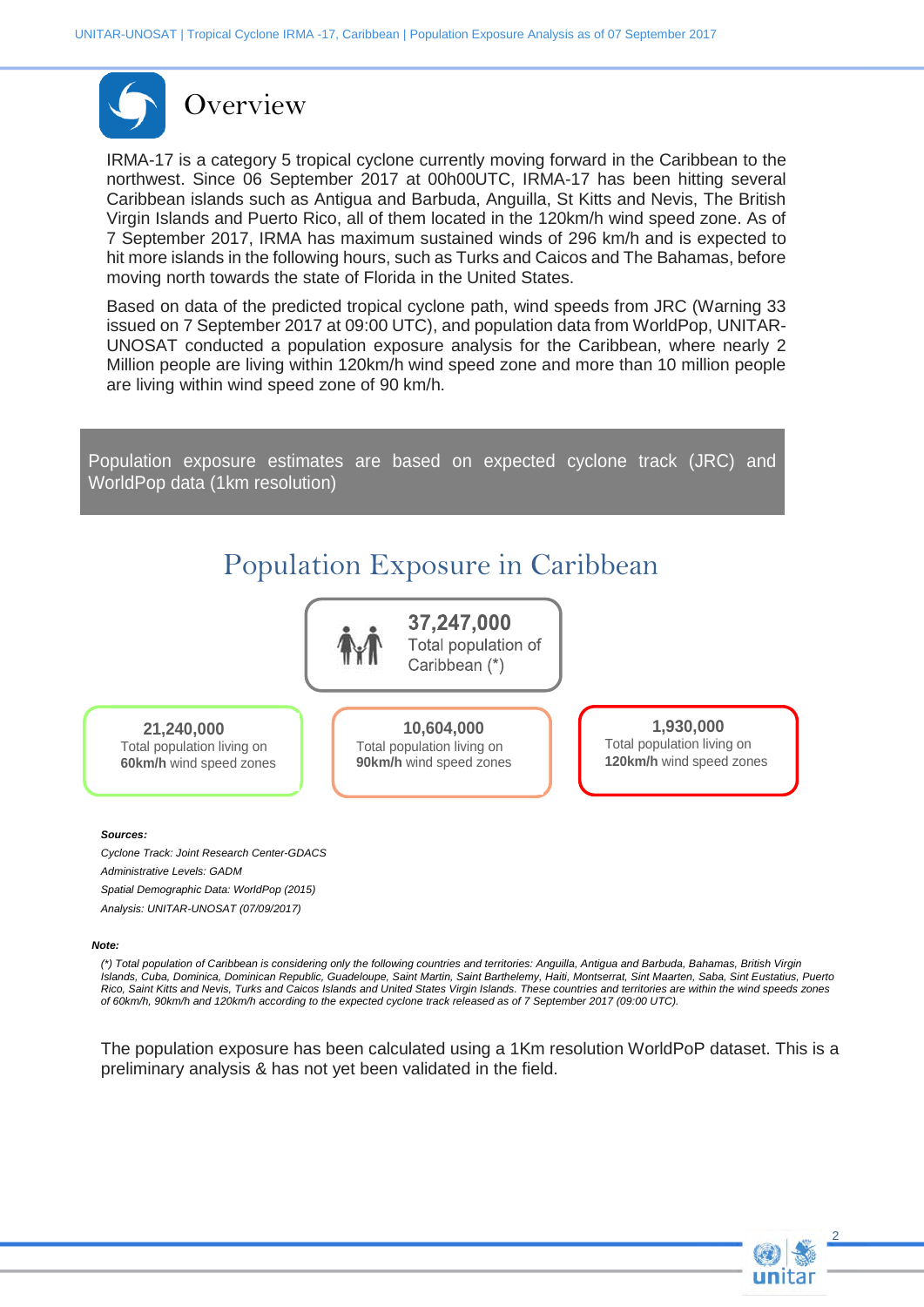# Overview

IRMA-17 is a category 5 tropical cyclone currently moving forward in the Caribbean to the northwest. Since 06 September 2017 at 00h00UTC, IRMA-17 has been hitting several Caribbean islands such as Antigua and Barbuda, Anguilla, St Kitts and Nevis, The British Virgin Islands and Puerto Rico, all of them located in the 120km/h wind speed zone. As of 7 September 2017, IRMA has maximum sustained winds of 296 km/h and is expected to hit more islands in the following hours, such as Turks and Caicos and The Bahamas, before moving north towards the state of Florida in the United States.

Based on data of the predicted tropical cyclone path, wind speeds from JRC (Warning 33 issued on 7 September 2017 at 09:00 UTC), and population data from WorldPop, UNITAR-UNOSAT conducted a population exposure analysis for the Caribbean, where nearly 2 Million people are living within 120km/h wind speed zone and more than 10 million people are living within wind speed zone of 90 km/h.

Population exposure estimates are based on expected cyclone track (JRC) and WorldPop data (1km resolution)

## Population Exposure in Caribbean

**37,247,000**
Total population of Caribbean (*)

**21,240,000**
Total population living on **60km/h** wind speed zones

**10,604,000**
Total population living on **90km/h** wind speed zones

**1,930,000**
Total population living on **120km/h** wind speed zones

***Sources:***

*Cyclone Track: Joint Research Center-GDACS*

*Administrative Levels: GADM*

*Spatial Demographic Data: WorldPop (2015)*

*Analysis: UNITAR-UNOSAT (07/09/2017)*

***Note:***

*(\*) Total population of Caribbean is considering only the following countries and territories: Anguilla, Antigua and Barbuda, Bahamas, British Virgin Islands, Cuba, Dominica, Dominican Republic, Guadeloupe, Saint Martin, Saint Barthelemy, Haiti, Montserrat, Sint Maarten, Saba, Sint Eustatius, Puerto Rico, Saint Kitts and Nevis, Turks and Caicos Islands and United States Virgin Islands. These countries and territories are within the wind speeds zones of 60km/h, 90km/h and 120km/h according to the expected cyclone track released as of 7 September 2017 (09:00 UTC).*

The population exposure has been calculated using a 1Km resolution WorldPoP dataset. This is a preliminary analysis & has not yet been validated in the field.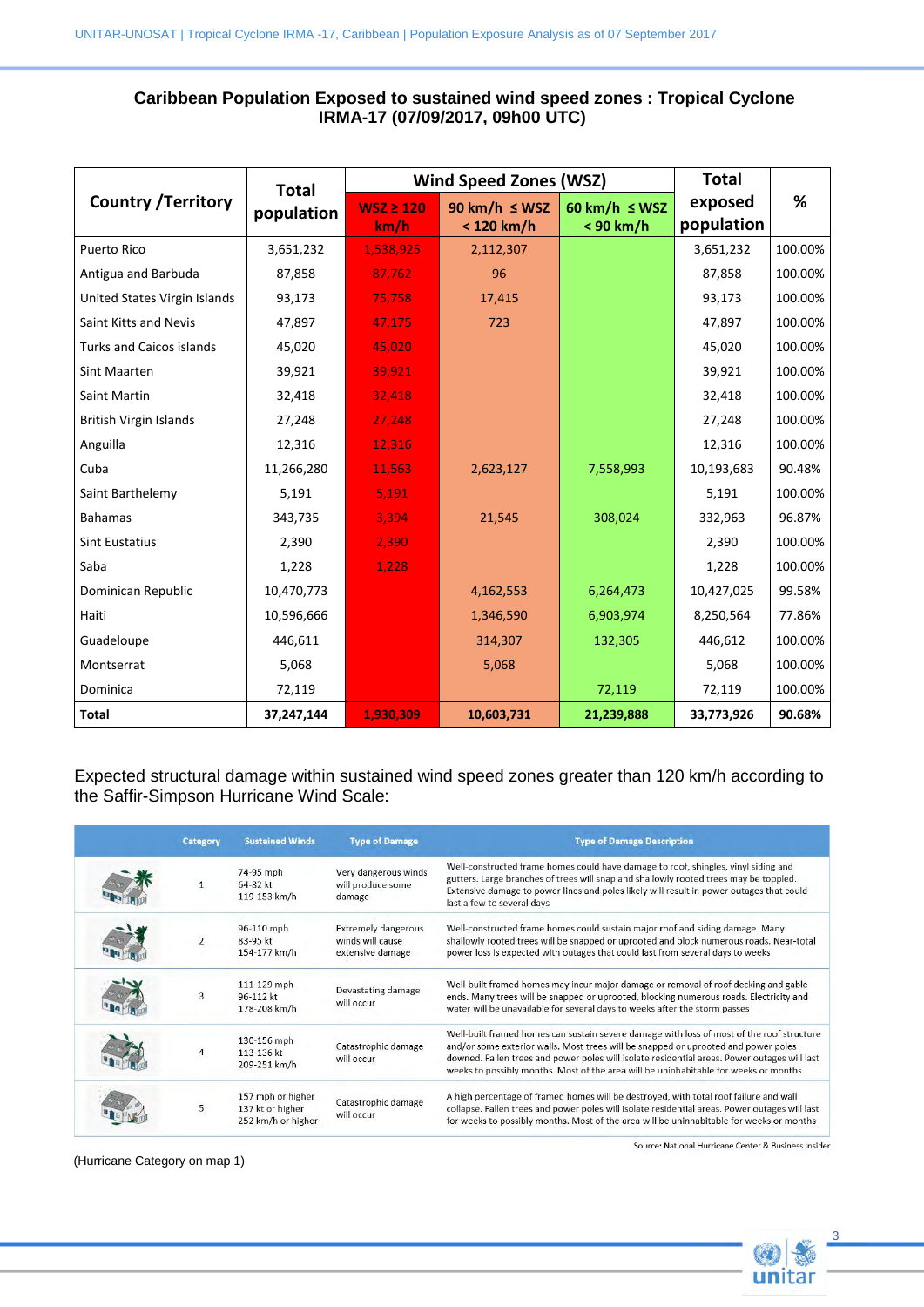## Caribbean Population Exposed to sustained wind speed zones : Tropical Cyclone IRMA-17 (07/09/2017, 09h00 UTC)

| Country /Territory | Total population | Wind Speed Zones (WSZ) | | | Total exposed population | % |
|---|---|---|---|---|---|---|
| | | WSZ ≥ 120 km/h | 90 km/h ≤ WSZ < 120 km/h | 60 km/h ≤ WSZ < 90 km/h | | |
| Puerto Rico | 3,651,232 | 1,538,925 | 2,112,307 | | 3,651,232 | 100.00% |
| Antigua and Barbuda | 87,858 | 87,762 | 96 | | 87,858 | 100.00% |
| United States Virgin Islands | 93,173 | 75,758 | 17,415 | | 93,173 | 100.00% |
| Saint Kitts and Nevis | 47,897 | 47,175 | 723 | | 47,897 | 100.00% |
| Turks and Caicos islands | 45,020 | 45,020 | | | 45,020 | 100.00% |
| Sint Maarten | 39,921 | 39,921 | | | 39,921 | 100.00% |
| Saint Martin | 32,418 | 32,418 | | | 32,418 | 100.00% |
| British Virgin Islands | 27,248 | 27,248 | | | 27,248 | 100.00% |
| Anguilla | 12,316 | 12,316 | | | 12,316 | 100.00% |
| Cuba | 11,266,280 | 11,563 | 2,623,127 | 7,558,993 | 10,193,683 | 90.48% |
| Saint Barthelemy | 5,191 | 5,191 | | | 5,191 | 100.00% |
| Bahamas | 343,735 | 3,394 | 21,545 | 308,024 | 332,963 | 96.87% |
| Sint Eustatius | 2,390 | 2,390 | | | 2,390 | 100.00% |
| Saba | 1,228 | 1,228 | | | 1,228 | 100.00% |
| Dominican Republic | 10,470,773 | | 4,162,553 | 6,264,473 | 10,427,025 | 99.58% |
| Haiti | 10,596,666 | | 1,346,590 | 6,903,974 | 8,250,564 | 77.86% |
| Guadeloupe | 446,611 | | 314,307 | 132,305 | 446,612 | 100.00% |
| Montserrat | 5,068 | | 5,068 | | 5,068 | 100.00% |
| Dominica | 72,119 | | | 72,119 | 72,119 | 100.00% |
| **Total** | **37,247,144** | **1,930,309** | **10,603,731** | **21,239,888** | **33,773,926** | **90.68%** |

Expected structural damage within sustained wind speed zones greater than 120 km/h according to the Saffir-Simpson Hurricane Wind Scale:

| Category | Sustained Winds | Type of Damage | Type of Damage Description |
|---|---|---|---|
| 1 | 74-95 mph<br>64-82 kt<br>119-153 km/h | Very dangerous winds will produce some damage | Well-constructed frame homes could have damage to roof, shingles, vinyl siding and gutters. Large branches of trees will snap and shallowly rooted trees may be toppled. Extensive damage to power lines and poles likely will result in power outages that could last a few to several days |
| 2 | 96-110 mph<br>83-95 kt<br>154-177 km/h | Extremely dangerous winds will cause extensive damage | Well-constructed frame homes could sustain major roof and siding damage. Many shallowly rooted trees will be snapped or uprooted and block numerous roads. Near-total power loss is expected with outages that could last from several days to weeks |
| 3 | 111-129 mph<br>96-112 kt<br>178-208 km/h | Devastating damage will occur | Well-built framed homes may incur major damage or removal of roof decking and gable ends. Many trees will be snapped or uprooted, blocking numerous roads. Electricity and water will be unavailable for several days to weeks after the storm passes |
| 4 | 130-156 mph<br>113-136 kt<br>209-251 km/h | Catastrophic damage will occur | Well-built framed homes can sustain severe damage with loss of most of the roof structure and/or some exterior walls. Most trees will be snapped or uprooted and power poles downed. Fallen trees and power poles will isolate residential areas. Power outages will last weeks to possibly months. Most of the area will be uninhabitable for weeks or months |
| 5 | 157 mph or higher<br>137 kt or higher<br>252 km/h or higher | Catastrophic damage will occur | A high percentage of framed homes will be destroyed, with total roof failure and wall collapse. Fallen trees and power poles will isolate residential areas. Power outages will last for weeks to possibly months. Most of the area will be uninhabitable for weeks or months |

Source: National Hurricane Center & Business Insider

(Hurricane Category on map 1)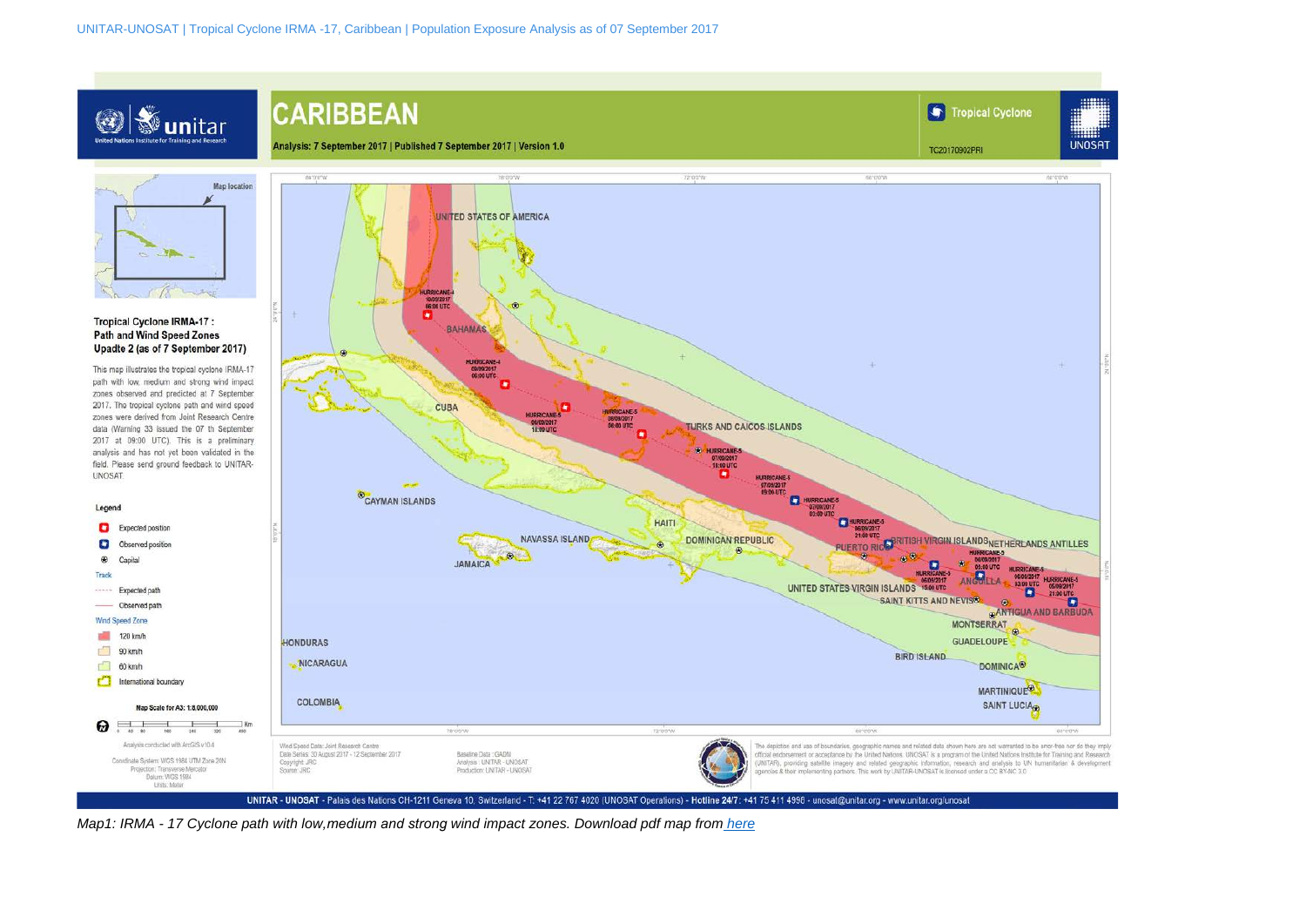UNITAR-UNOSAT | Tropical Cyclone IRMA -17, Caribbean | Population Exposure Analysis as of 07 September 2017

# CARIBBEAN

Analysis: 7 September 2017 | Published 7 September 2017 | Version 1.0

Tropical Cyclone

TC20170902PRI

### Tropical Cyclone IRMA-17 : Path and Wind Speed Zones Upadte 2 (as of 7 September 2017)

This map illustrates the tropical cyclone IRMA-17 path with low, medium and strong wind impact zones observed and predicted at 7 September 2017. The tropical cyclone path and wind speed zones were derived from Joint Research Centre data (Warning 33 issued the 07 th September 2017 at 09:00 UTC). This is a preliminary analysis and has not yet been validated in the field. Please send ground feedback to UNITAR-UNOSAT.

Legend

- Expected position
- Observed position
- Capital

Track

- Expected path
- Observed path

Wind Speed Zone

- 120 km/h
- 90 km/h
- 60 km/h
- International boundary

Map Scale for A3: 1:8,000,000

0 40 80 160 240 320 400 Km

Analysis conducted with ArcGIS v10.4

Coordinate System: WGS 1984 UTM Zone 20N
Projection: Transverse Mercator
Datum: WGS 1984
Units: Meter

Wind Speed Data: Joint Research Centre
Data Series: 30 August 2017 - 12 September 2017
Copyright: JRC
Source: JRC

Baseline Data : GADM
Analysis : UNITAR - UNOSAT
Production: UNITAR - UNOSAT

The depiction and use of boundaries, geographic names and related data shown here are not warranted to be error-free nor do they imply official endorsement or acceptance by the United Nations. UNOSAT is a program of the United Nations Institute for Training and Research (UNITAR), providing satellite imagery and related geographic information, research and analysis to UN humanitarian & development agencies & their implementing partners. This work by UNITAR-UNOSAT is licensed under a CC BY-NC 3.0

UNITAR - UNOSAT - Palais des Nations CH-1211 Geneva 10, Switzerland - T: +41 22 767 4020 (UNOSAT Operations) - Hotline 24/7: +41 75 411 4998 - unosat@unitar.org - www.unitar.org/unosat

*Map1: IRMA - 17 Cyclone path with low,medium and strong wind impact zones. Download pdf map from here*